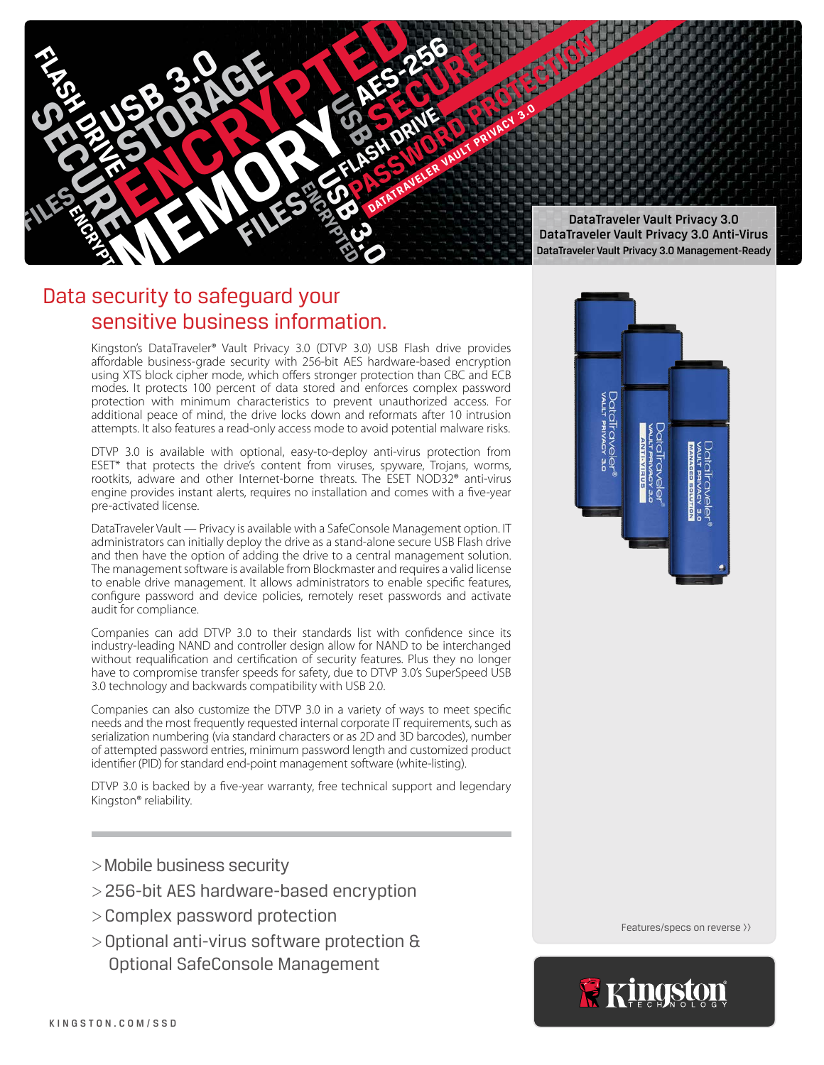DataTraveler Vault Privacy 3.0
DataTraveler Vault Privacy 3.0 Anti-Virus
DataTraveler Vault Privacy 3.0 Management-Ready

# Data security to safeguard your sensitive business information.

Kingston's DataTraveler® Vault Privacy 3.0 (DTVP 3.0) USB Flash drive provides affordable business-grade security with 256-bit AES hardware-based encryption using XTS block cipher mode, which offers stronger protection than CBC and ECB modes. It protects 100 percent of data stored and enforces complex password protection with minimum characteristics to prevent unauthorized access. For additional peace of mind, the drive locks down and reformats after 10 intrusion attempts. It also features a read-only access mode to avoid potential malware risks.

DTVP 3.0 is available with optional, easy-to-deploy anti-virus protection from ESET* that protects the drive's content from viruses, spyware, Trojans, worms, rootkits, adware and other Internet-borne threats. The ESET NOD32® anti-virus engine provides instant alerts, requires no installation and comes with a five-year pre-activated license.

DataTraveler Vault — Privacy is available with a SafeConsole Management option. IT administrators can initially deploy the drive as a stand-alone secure USB Flash drive and then have the option of adding the drive to a central management solution. The management software is available from Blockmaster and requires a valid license to enable drive management. It allows administrators to enable specific features, configure password and device policies, remotely reset passwords and activate audit for compliance.

Companies can add DTVP 3.0 to their standards list with confidence since its industry-leading NAND and controller design allow for NAND to be interchanged without requalification and certification of security features. Plus they no longer have to compromise transfer speeds for safety, due to DTVP 3.0's SuperSpeed USB 3.0 technology and backwards compatibility with USB 2.0.

Companies can also customize the DTVP 3.0 in a variety of ways to meet specific needs and the most frequently requested internal corporate IT requirements, such as serialization numbering (via standard characters or as 2D and 3D barcodes), number of attempted password entries, minimum password length and customized product identifier (PID) for standard end-point management software (white-listing).

DTVP 3.0 is backed by a five-year warranty, free technical support and legendary Kingston® reliability.

- Mobile business security
- 256-bit AES hardware-based encryption
- Complex password protection
- Optional anti-virus software protection & Optional SafeConsole Management

Features/specs on reverse ››

KINGSTON.COM/SSD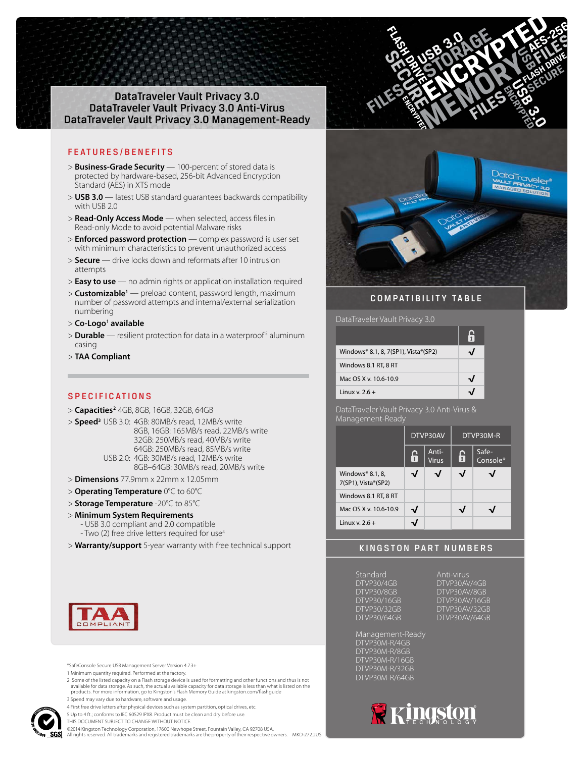# DataTraveler Vault Privacy 3.0
# DataTraveler Vault Privacy 3.0 Anti-Virus
# DataTraveler Vault Privacy 3.0 Management-Ready

## FEATURES/BENEFITS

- > **Business-Grade Security** — 100-percent of stored data is protected by hardware-based, 256-bit Advanced Encryption Standard (AES) in XTS mode
- > **USB 3.0** — latest USB standard guarantees backwards compatibility with USB 2.0
- > **Read-Only Access Mode** — when selected, access files in Read-only Mode to avoid potential Malware risks
- > **Enforced password protection** — complex password is user set with minimum characteristics to prevent unauthorized access
- > **Secure** — drive locks down and reformats after 10 intrusion attempts
- > **Easy to use** — no admin rights or application installation required
- > **Customizable**[1] — preload content, password length, maximum number of password attempts and internal/external serialization numbering
- > **Co-Logo**[1] **available**
- > **Durable** — resilient protection for data in a waterproof[5] aluminum casing
- > **TAA Compliant**

## SPECIFICATIONS

- > **Capacities**[2] 4GB, 8GB, 16GB, 32GB, 64GB
- > **Speed**[3] USB 3.0: 4GB: 80MB/s read, 12MB/s write
  8GB, 16GB: 165MB/s read, 22MB/s write
  32GB: 250MB/s read, 40MB/s write
  64GB: 250MB/s read, 85MB/s write
  USB 2.0: 4GB: 30MB/s read, 12MB/s write
  8GB–64GB: 30MB/s read, 20MB/s write
- > **Dimensions** 77.9mm x 22mm x 12.05mm
- > **Operating Temperature** 0°C to 60°C
- > **Storage Temperature** -20°C to 85°C
- > **Minimum System Requirements**
  - USB 3.0 compliant and 2.0 compatible
  - Two (2) free drive letters required for use[4]
- > **Warranty/support** 5-year warranty with free technical support

TAA COMPLIANT

## COMPATIBILITY TABLE

DataTraveler Vault Privacy 3.0

| | 🔒 |
|---|---|
| Windows® 8.1, 8, 7(SP1), Vista®(SP2) | √ |
| Windows 8.1 RT, 8 RT | |
| Mac OS X v. 10.6-10.9 | √ |
| Linux v. 2.6 + | √ |

DataTraveler Vault Privacy 3.0 Anti-Virus & Management-Ready

| | DTVP30AV | | DTVP30M-R | |
|---|---|---|---|---|
| | 🔒 | Anti-Virus | 🔒 | Safe-Console* |
| Windows® 8.1, 8, 7(SP1), Vista®(SP2) | √ | √ | √ | √ |
| Windows 8.1 RT, 8 RT | | | | |
| Mac OS X v. 10.6-10.9 | √ | | √ | √ |
| Linux v. 2.6 + | √ | | | |

## KINGSTON PART NUMBERS

| Standard | Anti-virus |
|---|---|
| DTVP30/4GB | DTVP30AV/4GB |
| DTVP30/8GB | DTVP30AV/8GB |
| DTVP30/16GB | DTVP30AV/16GB |
| DTVP30/32GB | DTVP30AV/32GB |
| DTVP30/64GB | DTVP30AV/64GB |

Management-Ready
DTVP30M-R/4GB
DTVP30M-R/8GB
DTVP30M-R/16GB
DTVP30M-R/32GB
DTVP30M-R/64GB

*SafeConsole Secure USB Management Server Version 4.7.3+
1 Minimum quantity required. Performed at the factory.
2 Some of the listed capacity on a Flash storage device is used for formatting and other functions and thus is not available for data storage. As such, the actual available capacity for data storage is less than what is listed on the products. For more information, go to Kingston's Flash Memory Guide at kingston.com/flashguide
3 Speed may vary due to hardware, software and usage.
4 First free drive letters after physical devices such as system partition, optical drives, etc.
5 Up to 4 ft.; conforms to IEC 60529 IPX8. Product must be clean and dry before use.
THIS DOCUMENT SUBJECT TO CHANGE WITHOUT NOTICE.
©2014 Kingston Technology Corporation, 17600 Newhope Street, Fountain Valley, CA 92708 USA.
All rights reserved. All trademarks and registered trademarks are the property of their respective owners. MKD-272.2US

Kingston TECHNOLOGY